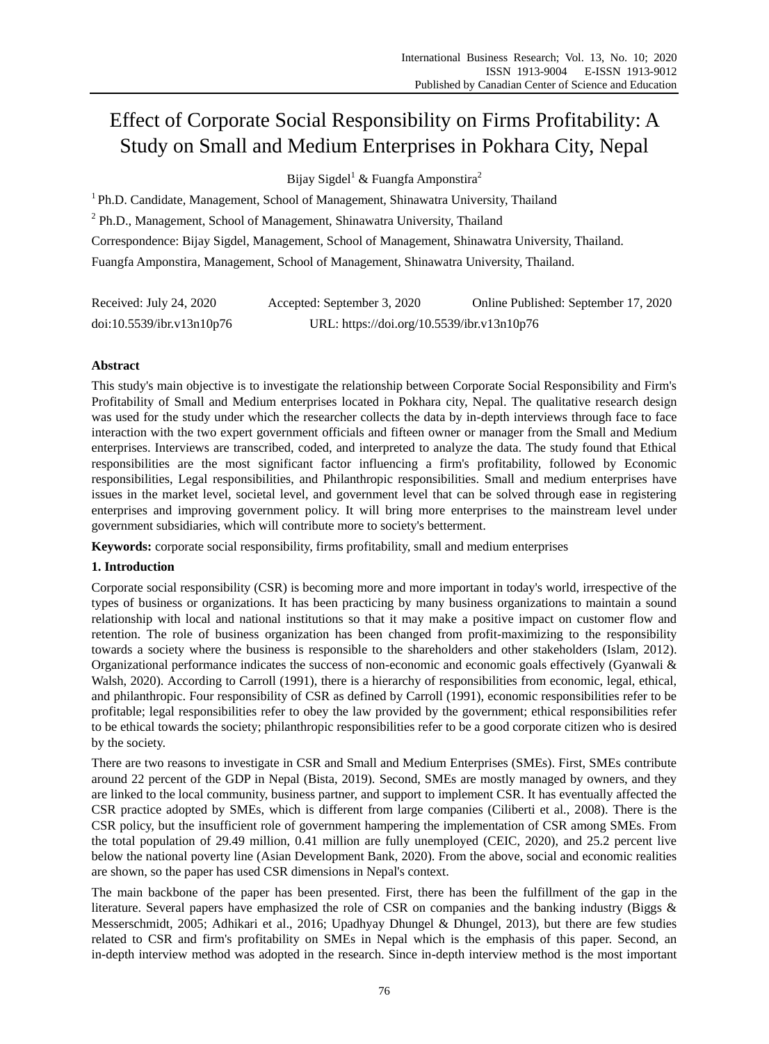# Effect of Corporate Social Responsibility on Firms Profitability: A Study on Small and Medium Enterprises in Pokhara City, Nepal

Bijay Sigdel[1] & Fuangfa Amponstira[2]

[1] Ph.D. Candidate, Management, School of Management, Shinawatra University, Thailand

[2] Ph.D., Management, School of Management, Shinawatra University, Thailand

Correspondence: Bijay Sigdel, Management, School of Management, Shinawatra University, Thailand.

Fuangfa Amponstira, Management, School of Management, Shinawatra University, Thailand.

Received: July 24, 2020 Accepted: September 3, 2020 Online Published: September 17, 2020

doi:10.5539/ibr.v13n10p76 URL: https://doi.org/10.5539/ibr.v13n10p76

## Abstract

This study's main objective is to investigate the relationship between Corporate Social Responsibility and Firm's Profitability of Small and Medium enterprises located in Pokhara city, Nepal. The qualitative research design was used for the study under which the researcher collects the data by in-depth interviews through face to face interaction with the two expert government officials and fifteen owner or manager from the Small and Medium enterprises. Interviews are transcribed, coded, and interpreted to analyze the data. The study found that Ethical responsibilities are the most significant factor influencing a firm's profitability, followed by Economic responsibilities, Legal responsibilities, and Philanthropic responsibilities. Small and medium enterprises have issues in the market level, societal level, and government level that can be solved through ease in registering enterprises and improving government policy. It will bring more enterprises to the mainstream level under government subsidiaries, which will contribute more to society's betterment.

**Keywords:** corporate social responsibility, firms profitability, small and medium enterprises

## 1. Introduction

Corporate social responsibility (CSR) is becoming more and more important in today's world, irrespective of the types of business or organizations. It has been practicing by many business organizations to maintain a sound relationship with local and national institutions so that it may make a positive impact on customer flow and retention. The role of business organization has been changed from profit-maximizing to the responsibility towards a society where the business is responsible to the shareholders and other stakeholders (Islam, 2012). Organizational performance indicates the success of non-economic and economic goals effectively (Gyanwali & Walsh, 2020). According to Carroll (1991), there is a hierarchy of responsibilities from economic, legal, ethical, and philanthropic. Four responsibility of CSR as defined by Carroll (1991), economic responsibilities refer to be profitable; legal responsibilities refer to obey the law provided by the government; ethical responsibilities refer to be ethical towards the society; philanthropic responsibilities refer to be a good corporate citizen who is desired by the society.

There are two reasons to investigate in CSR and Small and Medium Enterprises (SMEs). First, SMEs contribute around 22 percent of the GDP in Nepal (Bista, 2019). Second, SMEs are mostly managed by owners, and they are linked to the local community, business partner, and support to implement CSR. It has eventually affected the CSR practice adopted by SMEs, which is different from large companies (Ciliberti et al., 2008). There is the CSR policy, but the insufficient role of government hampering the implementation of CSR among SMEs. From the total population of 29.49 million, 0.41 million are fully unemployed (CEIC, 2020), and 25.2 percent live below the national poverty line (Asian Development Bank, 2020). From the above, social and economic realities are shown, so the paper has used CSR dimensions in Nepal's context.

The main backbone of the paper has been presented. First, there has been the fulfillment of the gap in the literature. Several papers have emphasized the role of CSR on companies and the banking industry (Biggs & Messerschmidt, 2005; Adhikari et al., 2016; Upadhyay Dhungel & Dhungel, 2013), but there are few studies related to CSR and firm's profitability on SMEs in Nepal which is the emphasis of this paper. Second, an in-depth interview method was adopted in the research. Since in-depth interview method is the most important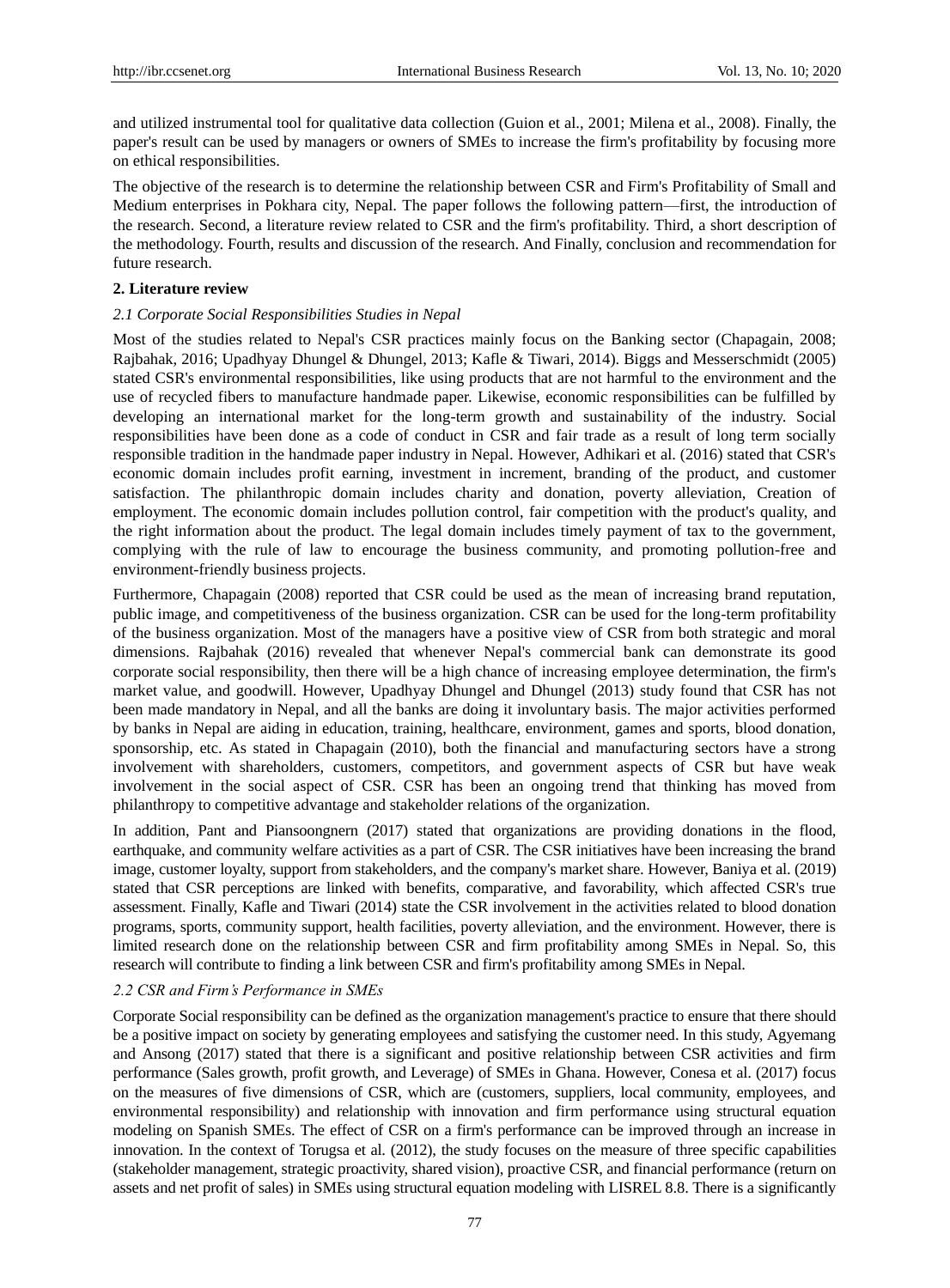and utilized instrumental tool for qualitative data collection (Guion et al., 2001; Milena et al., 2008). Finally, the paper's result can be used by managers or owners of SMEs to increase the firm's profitability by focusing more on ethical responsibilities.

The objective of the research is to determine the relationship between CSR and Firm's Profitability of Small and Medium enterprises in Pokhara city, Nepal. The paper follows the following pattern—first, the introduction of the research. Second, a literature review related to CSR and the firm's profitability. Third, a short description of the methodology. Fourth, results and discussion of the research. And Finally, conclusion and recommendation for future research.

## 2. Literature review

### *2.1 Corporate Social Responsibilities Studies in Nepal*

Most of the studies related to Nepal's CSR practices mainly focus on the Banking sector (Chapagain, 2008; Rajbahak, 2016; Upadhyay Dhungel & Dhungel, 2013; Kafle & Tiwari, 2014). Biggs and Messerschmidt (2005) stated CSR's environmental responsibilities, like using products that are not harmful to the environment and the use of recycled fibers to manufacture handmade paper. Likewise, economic responsibilities can be fulfilled by developing an international market for the long-term growth and sustainability of the industry. Social responsibilities have been done as a code of conduct in CSR and fair trade as a result of long term socially responsible tradition in the handmade paper industry in Nepal. However, Adhikari et al. (2016) stated that CSR's economic domain includes profit earning, investment in increment, branding of the product, and customer satisfaction. The philanthropic domain includes charity and donation, poverty alleviation, Creation of employment. The economic domain includes pollution control, fair competition with the product's quality, and the right information about the product. The legal domain includes timely payment of tax to the government, complying with the rule of law to encourage the business community, and promoting pollution-free and environment-friendly business projects.

Furthermore, Chapagain (2008) reported that CSR could be used as the mean of increasing brand reputation, public image, and competitiveness of the business organization. CSR can be used for the long-term profitability of the business organization. Most of the managers have a positive view of CSR from both strategic and moral dimensions. Rajbahak (2016) revealed that whenever Nepal's commercial bank can demonstrate its good corporate social responsibility, then there will be a high chance of increasing employee determination, the firm's market value, and goodwill. However, Upadhyay Dhungel and Dhungel (2013) study found that CSR has not been made mandatory in Nepal, and all the banks are doing it involuntary basis. The major activities performed by banks in Nepal are aiding in education, training, healthcare, environment, games and sports, blood donation, sponsorship, etc. As stated in Chapagain (2010), both the financial and manufacturing sectors have a strong involvement with shareholders, customers, competitors, and government aspects of CSR but have weak involvement in the social aspect of CSR. CSR has been an ongoing trend that thinking has moved from philanthropy to competitive advantage and stakeholder relations of the organization.

In addition, Pant and Piansoongnern (2017) stated that organizations are providing donations in the flood, earthquake, and community welfare activities as a part of CSR. The CSR initiatives have been increasing the brand image, customer loyalty, support from stakeholders, and the company's market share. However, Baniya et al. (2019) stated that CSR perceptions are linked with benefits, comparative, and favorability, which affected CSR's true assessment. Finally, Kafle and Tiwari (2014) state the CSR involvement in the activities related to blood donation programs, sports, community support, health facilities, poverty alleviation, and the environment. However, there is limited research done on the relationship between CSR and firm profitability among SMEs in Nepal. So, this research will contribute to finding a link between CSR and firm's profitability among SMEs in Nepal.

### *2.2 CSR and Firm's Performance in SMEs*

Corporate Social responsibility can be defined as the organization management's practice to ensure that there should be a positive impact on society by generating employees and satisfying the customer need. In this study, Agyemang and Ansong (2017) stated that there is a significant and positive relationship between CSR activities and firm performance (Sales growth, profit growth, and Leverage) of SMEs in Ghana. However, Conesa et al. (2017) focus on the measures of five dimensions of CSR, which are (customers, suppliers, local community, employees, and environmental responsibility) and relationship with innovation and firm performance using structural equation modeling on Spanish SMEs. The effect of CSR on a firm's performance can be improved through an increase in innovation. In the context of Torugsa et al. (2012), the study focuses on the measure of three specific capabilities (stakeholder management, strategic proactivity, shared vision), proactive CSR, and financial performance (return on assets and net profit of sales) in SMEs using structural equation modeling with LISREL 8.8. There is a significantly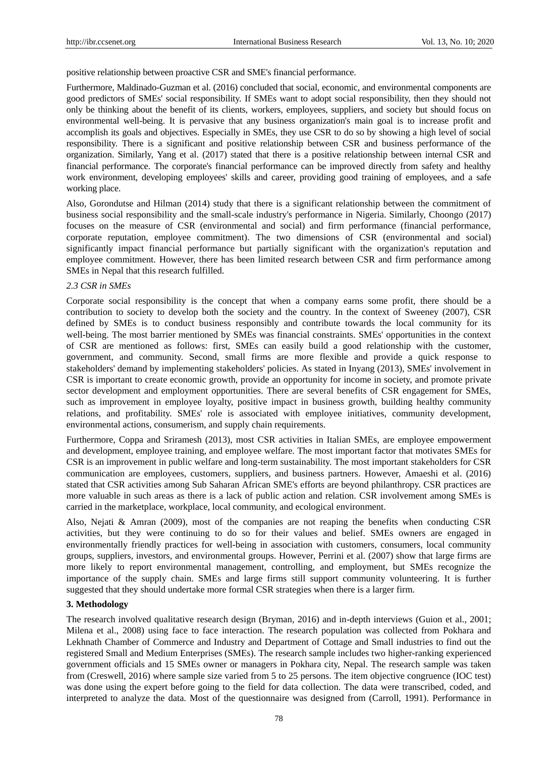positive relationship between proactive CSR and SME's financial performance.

Furthermore, Maldinado-Guzman et al. (2016) concluded that social, economic, and environmental components are good predictors of SMEs' social responsibility. If SMEs want to adopt social responsibility, then they should not only be thinking about the benefit of its clients, workers, employees, suppliers, and society but should focus on environmental well-being. It is pervasive that any business organization's main goal is to increase profit and accomplish its goals and objectives. Especially in SMEs, they use CSR to do so by showing a high level of social responsibility. There is a significant and positive relationship between CSR and business performance of the organization. Similarly, Yang et al. (2017) stated that there is a positive relationship between internal CSR and financial performance. The corporate's financial performance can be improved directly from safety and healthy work environment, developing employees' skills and career, providing good training of employees, and a safe working place.

Also, Gorondutse and Hilman (2014) study that there is a significant relationship between the commitment of business social responsibility and the small-scale industry's performance in Nigeria. Similarly, Choongo (2017) focuses on the measure of CSR (environmental and social) and firm performance (financial performance, corporate reputation, employee commitment). The two dimensions of CSR (environmental and social) significantly impact financial performance but partially significant with the organization's reputation and employee commitment. However, there has been limited research between CSR and firm performance among SMEs in Nepal that this research fulfilled.

### *2.3 CSR in SMEs*

Corporate social responsibility is the concept that when a company earns some profit, there should be a contribution to society to develop both the society and the country. In the context of Sweeney (2007), CSR defined by SMEs is to conduct business responsibly and contribute towards the local community for its well-being. The most barrier mentioned by SMEs was financial constraints. SMEs' opportunities in the context of CSR are mentioned as follows: first, SMEs can easily build a good relationship with the customer, government, and community. Second, small firms are more flexible and provide a quick response to stakeholders' demand by implementing stakeholders' policies. As stated in Inyang (2013), SMEs' involvement in CSR is important to create economic growth, provide an opportunity for income in society, and promote private sector development and employment opportunities. There are several benefits of CSR engagement for SMEs, such as improvement in employee loyalty, positive impact in business growth, building healthy community relations, and profitability. SMEs' role is associated with employee initiatives, community development, environmental actions, consumerism, and supply chain requirements.

Furthermore, Coppa and Sriramesh (2013), most CSR activities in Italian SMEs, are employee empowerment and development, employee training, and employee welfare. The most important factor that motivates SMEs for CSR is an improvement in public welfare and long-term sustainability. The most important stakeholders for CSR communication are employees, customers, suppliers, and business partners. However, Amaeshi et al. (2016) stated that CSR activities among Sub Saharan African SME's efforts are beyond philanthropy. CSR practices are more valuable in such areas as there is a lack of public action and relation. CSR involvement among SMEs is carried in the marketplace, workplace, local community, and ecological environment.

Also, Nejati & Amran (2009), most of the companies are not reaping the benefits when conducting CSR activities, but they were continuing to do so for their values and belief. SMEs owners are engaged in environmentally friendly practices for well-being in association with customers, consumers, local community groups, suppliers, investors, and environmental groups. However, Perrini et al. (2007) show that large firms are more likely to report environmental management, controlling, and employment, but SMEs recognize the importance of the supply chain. SMEs and large firms still support community volunteering. It is further suggested that they should undertake more formal CSR strategies when there is a larger firm.

## 3. Methodology

The research involved qualitative research design (Bryman, 2016) and in-depth interviews (Guion et al., 2001; Milena et al., 2008) using face to face interaction. The research population was collected from Pokhara and Lekhnath Chamber of Commerce and Industry and Department of Cottage and Small industries to find out the registered Small and Medium Enterprises (SMEs). The research sample includes two higher-ranking experienced government officials and 15 SMEs owner or managers in Pokhara city, Nepal. The research sample was taken from (Creswell, 2016) where sample size varied from 5 to 25 persons. The item objective congruence (IOC test) was done using the expert before going to the field for data collection. The data were transcribed, coded, and interpreted to analyze the data. Most of the questionnaire was designed from (Carroll, 1991). Performance in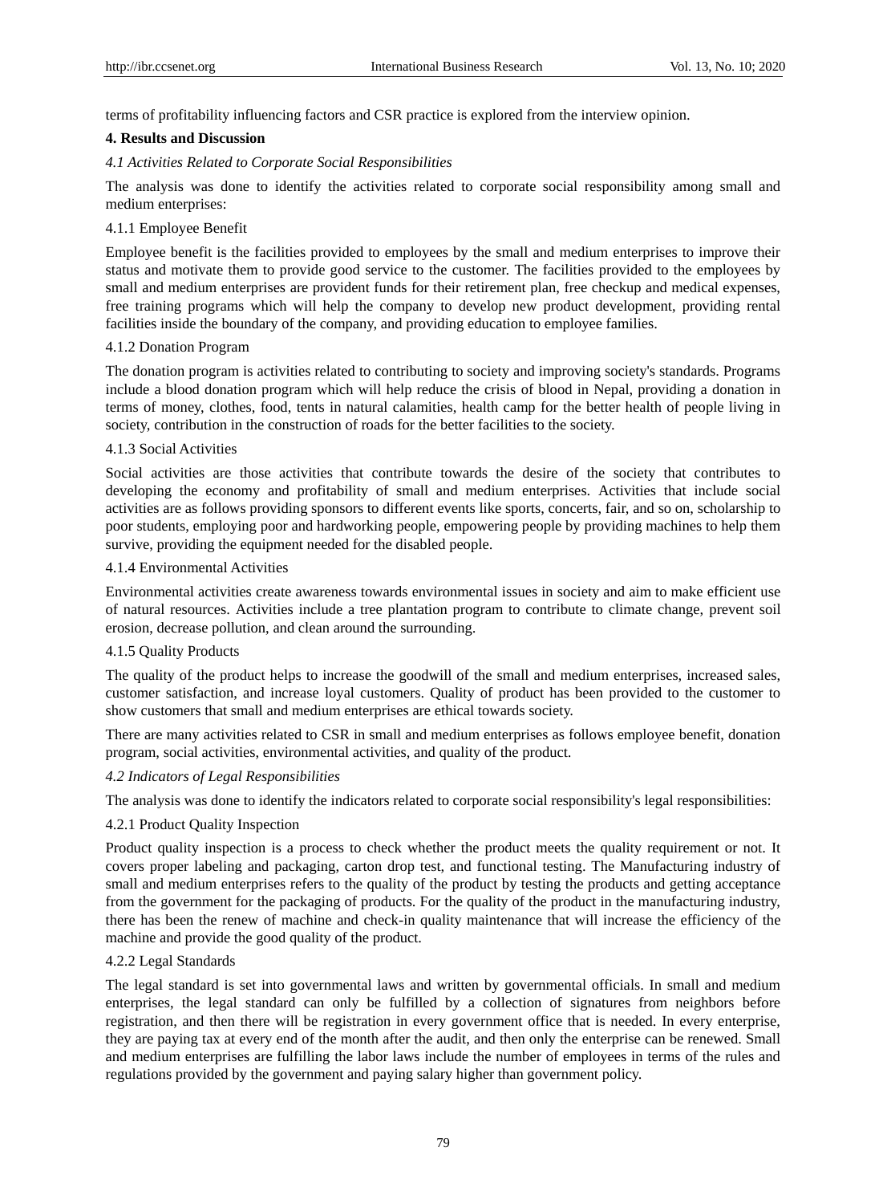terms of profitability influencing factors and CSR practice is explored from the interview opinion.

## 4. Results and Discussion

### *4.1 Activities Related to Corporate Social Responsibilities*

The analysis was done to identify the activities related to corporate social responsibility among small and medium enterprises:

#### 4.1.1 Employee Benefit

Employee benefit is the facilities provided to employees by the small and medium enterprises to improve their status and motivate them to provide good service to the customer. The facilities provided to the employees by small and medium enterprises are provident funds for their retirement plan, free checkup and medical expenses, free training programs which will help the company to develop new product development, providing rental facilities inside the boundary of the company, and providing education to employee families.

#### 4.1.2 Donation Program

The donation program is activities related to contributing to society and improving society's standards. Programs include a blood donation program which will help reduce the crisis of blood in Nepal, providing a donation in terms of money, clothes, food, tents in natural calamities, health camp for the better health of people living in society, contribution in the construction of roads for the better facilities to the society.

#### 4.1.3 Social Activities

Social activities are those activities that contribute towards the desire of the society that contributes to developing the economy and profitability of small and medium enterprises. Activities that include social activities are as follows providing sponsors to different events like sports, concerts, fair, and so on, scholarship to poor students, employing poor and hardworking people, empowering people by providing machines to help them survive, providing the equipment needed for the disabled people.

#### 4.1.4 Environmental Activities

Environmental activities create awareness towards environmental issues in society and aim to make efficient use of natural resources. Activities include a tree plantation program to contribute to climate change, prevent soil erosion, decrease pollution, and clean around the surrounding.

#### 4.1.5 Quality Products

The quality of the product helps to increase the goodwill of the small and medium enterprises, increased sales, customer satisfaction, and increase loyal customers. Quality of product has been provided to the customer to show customers that small and medium enterprises are ethical towards society.

There are many activities related to CSR in small and medium enterprises as follows employee benefit, donation program, social activities, environmental activities, and quality of the product.

### *4.2 Indicators of Legal Responsibilities*

The analysis was done to identify the indicators related to corporate social responsibility's legal responsibilities:

#### 4.2.1 Product Quality Inspection

Product quality inspection is a process to check whether the product meets the quality requirement or not. It covers proper labeling and packaging, carton drop test, and functional testing. The Manufacturing industry of small and medium enterprises refers to the quality of the product by testing the products and getting acceptance from the government for the packaging of products. For the quality of the product in the manufacturing industry, there has been the renew of machine and check-in quality maintenance that will increase the efficiency of the machine and provide the good quality of the product.

#### 4.2.2 Legal Standards

The legal standard is set into governmental laws and written by governmental officials. In small and medium enterprises, the legal standard can only be fulfilled by a collection of signatures from neighbors before registration, and then there will be registration in every government office that is needed. In every enterprise, they are paying tax at every end of the month after the audit, and then only the enterprise can be renewed. Small and medium enterprises are fulfilling the labor laws include the number of employees in terms of the rules and regulations provided by the government and paying salary higher than government policy.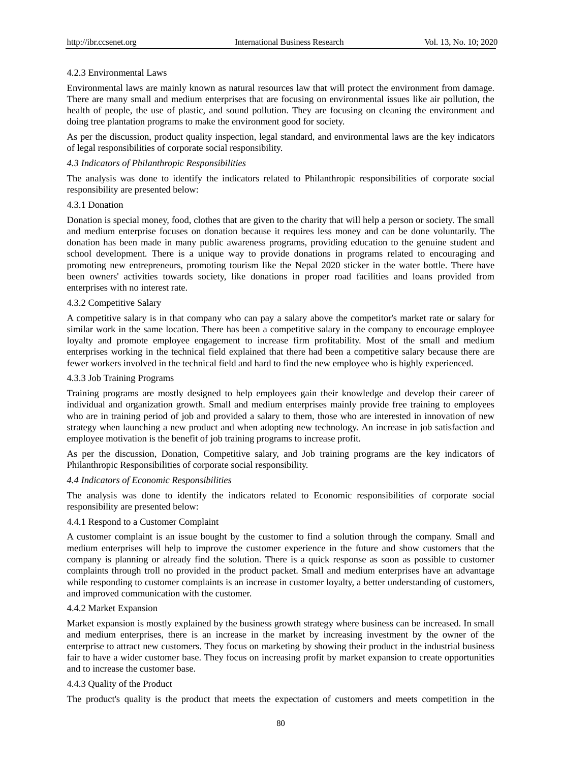#### 4.2.3 Environmental Laws

Environmental laws are mainly known as natural resources law that will protect the environment from damage. There are many small and medium enterprises that are focusing on environmental issues like air pollution, the health of people, the use of plastic, and sound pollution. They are focusing on cleaning the environment and doing tree plantation programs to make the environment good for society.

As per the discussion, product quality inspection, legal standard, and environmental laws are the key indicators of legal responsibilities of corporate social responsibility.

### *4.3 Indicators of Philanthropic Responsibilities*

The analysis was done to identify the indicators related to Philanthropic responsibilities of corporate social responsibility are presented below:

#### 4.3.1 Donation

Donation is special money, food, clothes that are given to the charity that will help a person or society. The small and medium enterprise focuses on donation because it requires less money and can be done voluntarily. The donation has been made in many public awareness programs, providing education to the genuine student and school development. There is a unique way to provide donations in programs related to encouraging and promoting new entrepreneurs, promoting tourism like the Nepal 2020 sticker in the water bottle. There have been owners' activities towards society, like donations in proper road facilities and loans provided from enterprises with no interest rate.

#### 4.3.2 Competitive Salary

A competitive salary is in that company who can pay a salary above the competitor's market rate or salary for similar work in the same location. There has been a competitive salary in the company to encourage employee loyalty and promote employee engagement to increase firm profitability. Most of the small and medium enterprises working in the technical field explained that there had been a competitive salary because there are fewer workers involved in the technical field and hard to find the new employee who is highly experienced.

#### 4.3.3 Job Training Programs

Training programs are mostly designed to help employees gain their knowledge and develop their career of individual and organization growth. Small and medium enterprises mainly provide free training to employees who are in training period of job and provided a salary to them, those who are interested in innovation of new strategy when launching a new product and when adopting new technology. An increase in job satisfaction and employee motivation is the benefit of job training programs to increase profit.

As per the discussion, Donation, Competitive salary, and Job training programs are the key indicators of Philanthropic Responsibilities of corporate social responsibility.

### *4.4 Indicators of Economic Responsibilities*

The analysis was done to identify the indicators related to Economic responsibilities of corporate social responsibility are presented below:

#### 4.4.1 Respond to a Customer Complaint

A customer complaint is an issue bought by the customer to find a solution through the company. Small and medium enterprises will help to improve the customer experience in the future and show customers that the company is planning or already find the solution. There is a quick response as soon as possible to customer complaints through troll no provided in the product packet. Small and medium enterprises have an advantage while responding to customer complaints is an increase in customer loyalty, a better understanding of customers, and improved communication with the customer.

#### 4.4.2 Market Expansion

Market expansion is mostly explained by the business growth strategy where business can be increased. In small and medium enterprises, there is an increase in the market by increasing investment by the owner of the enterprise to attract new customers. They focus on marketing by showing their product in the industrial business fair to have a wider customer base. They focus on increasing profit by market expansion to create opportunities and to increase the customer base.

#### 4.4.3 Quality of the Product

The product's quality is the product that meets the expectation of customers and meets competition in the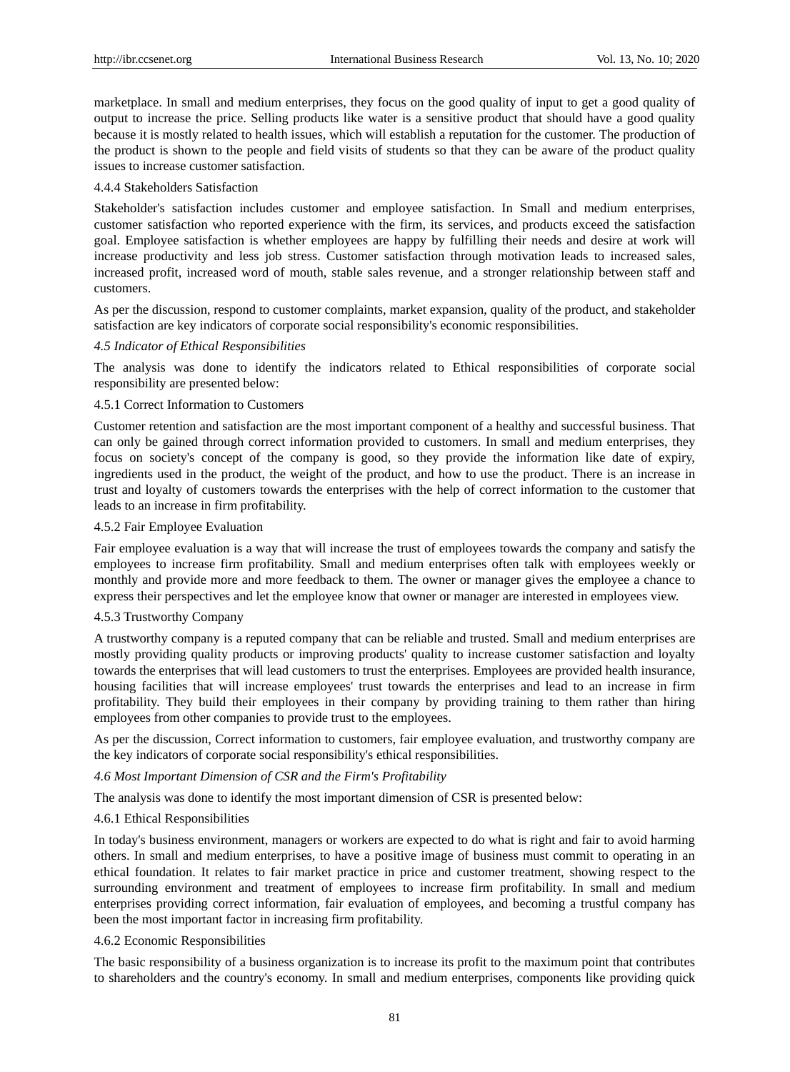marketplace. In small and medium enterprises, they focus on the good quality of input to get a good quality of output to increase the price. Selling products like water is a sensitive product that should have a good quality because it is mostly related to health issues, which will establish a reputation for the customer. The production of the product is shown to the people and field visits of students so that they can be aware of the product quality issues to increase customer satisfaction.

#### 4.4.4 Stakeholders Satisfaction

Stakeholder's satisfaction includes customer and employee satisfaction. In Small and medium enterprises, customer satisfaction who reported experience with the firm, its services, and products exceed the satisfaction goal. Employee satisfaction is whether employees are happy by fulfilling their needs and desire at work will increase productivity and less job stress. Customer satisfaction through motivation leads to increased sales, increased profit, increased word of mouth, stable sales revenue, and a stronger relationship between staff and customers.

As per the discussion, respond to customer complaints, market expansion, quality of the product, and stakeholder satisfaction are key indicators of corporate social responsibility's economic responsibilities.

### *4.5 Indicator of Ethical Responsibilities*

The analysis was done to identify the indicators related to Ethical responsibilities of corporate social responsibility are presented below:

#### 4.5.1 Correct Information to Customers

Customer retention and satisfaction are the most important component of a healthy and successful business. That can only be gained through correct information provided to customers. In small and medium enterprises, they focus on society's concept of the company is good, so they provide the information like date of expiry, ingredients used in the product, the weight of the product, and how to use the product. There is an increase in trust and loyalty of customers towards the enterprises with the help of correct information to the customer that leads to an increase in firm profitability.

#### 4.5.2 Fair Employee Evaluation

Fair employee evaluation is a way that will increase the trust of employees towards the company and satisfy the employees to increase firm profitability. Small and medium enterprises often talk with employees weekly or monthly and provide more and more feedback to them. The owner or manager gives the employee a chance to express their perspectives and let the employee know that owner or manager are interested in employees view.

#### 4.5.3 Trustworthy Company

A trustworthy company is a reputed company that can be reliable and trusted. Small and medium enterprises are mostly providing quality products or improving products' quality to increase customer satisfaction and loyalty towards the enterprises that will lead customers to trust the enterprises. Employees are provided health insurance, housing facilities that will increase employees' trust towards the enterprises and lead to an increase in firm profitability. They build their employees in their company by providing training to them rather than hiring employees from other companies to provide trust to the employees.

As per the discussion, Correct information to customers, fair employee evaluation, and trustworthy company are the key indicators of corporate social responsibility's ethical responsibilities.

### *4.6 Most Important Dimension of CSR and the Firm's Profitability*

The analysis was done to identify the most important dimension of CSR is presented below:

#### 4.6.1 Ethical Responsibilities

In today's business environment, managers or workers are expected to do what is right and fair to avoid harming others. In small and medium enterprises, to have a positive image of business must commit to operating in an ethical foundation. It relates to fair market practice in price and customer treatment, showing respect to the surrounding environment and treatment of employees to increase firm profitability. In small and medium enterprises providing correct information, fair evaluation of employees, and becoming a trustful company has been the most important factor in increasing firm profitability.

#### 4.6.2 Economic Responsibilities

The basic responsibility of a business organization is to increase its profit to the maximum point that contributes to shareholders and the country's economy. In small and medium enterprises, components like providing quick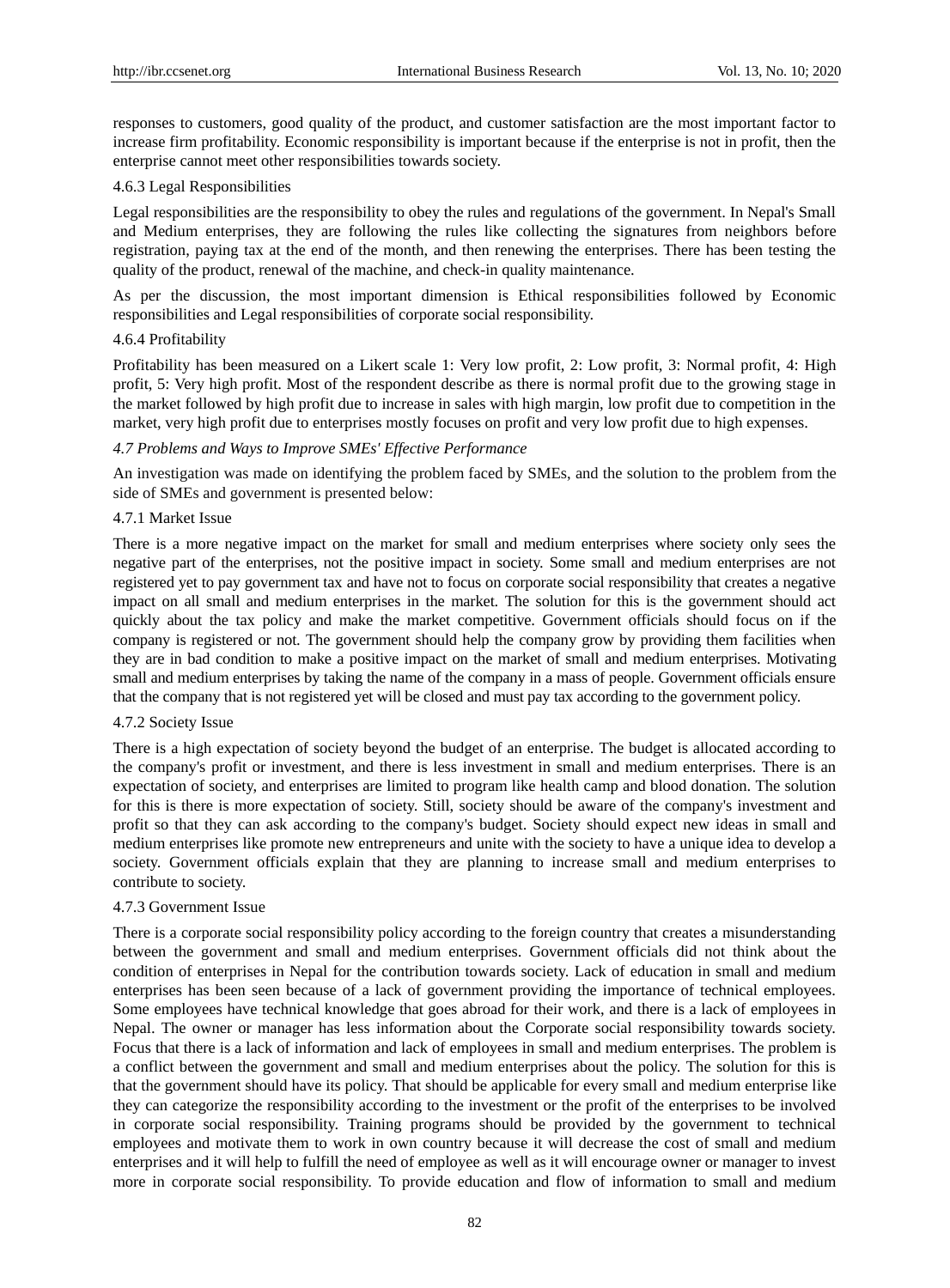responses to customers, good quality of the product, and customer satisfaction are the most important factor to increase firm profitability. Economic responsibility is important because if the enterprise is not in profit, then the enterprise cannot meet other responsibilities towards society.

#### 4.6.3 Legal Responsibilities

Legal responsibilities are the responsibility to obey the rules and regulations of the government. In Nepal's Small and Medium enterprises, they are following the rules like collecting the signatures from neighbors before registration, paying tax at the end of the month, and then renewing the enterprises. There has been testing the quality of the product, renewal of the machine, and check-in quality maintenance.

As per the discussion, the most important dimension is Ethical responsibilities followed by Economic responsibilities and Legal responsibilities of corporate social responsibility.

#### 4.6.4 Profitability

Profitability has been measured on a Likert scale 1: Very low profit, 2: Low profit, 3: Normal profit, 4: High profit, 5: Very high profit. Most of the respondent describe as there is normal profit due to the growing stage in the market followed by high profit due to increase in sales with high margin, low profit due to competition in the market, very high profit due to enterprises mostly focuses on profit and very low profit due to high expenses.

### *4.7 Problems and Ways to Improve SMEs' Effective Performance*

An investigation was made on identifying the problem faced by SMEs, and the solution to the problem from the side of SMEs and government is presented below:

#### 4.7.1 Market Issue

There is a more negative impact on the market for small and medium enterprises where society only sees the negative part of the enterprises, not the positive impact in society. Some small and medium enterprises are not registered yet to pay government tax and have not to focus on corporate social responsibility that creates a negative impact on all small and medium enterprises in the market. The solution for this is the government should act quickly about the tax policy and make the market competitive. Government officials should focus on if the company is registered or not. The government should help the company grow by providing them facilities when they are in bad condition to make a positive impact on the market of small and medium enterprises. Motivating small and medium enterprises by taking the name of the company in a mass of people. Government officials ensure that the company that is not registered yet will be closed and must pay tax according to the government policy.

#### 4.7.2 Society Issue

There is a high expectation of society beyond the budget of an enterprise. The budget is allocated according to the company's profit or investment, and there is less investment in small and medium enterprises. There is an expectation of society, and enterprises are limited to program like health camp and blood donation. The solution for this is there is more expectation of society. Still, society should be aware of the company's investment and profit so that they can ask according to the company's budget. Society should expect new ideas in small and medium enterprises like promote new entrepreneurs and unite with the society to have a unique idea to develop a society. Government officials explain that they are planning to increase small and medium enterprises to contribute to society.

#### 4.7.3 Government Issue

There is a corporate social responsibility policy according to the foreign country that creates a misunderstanding between the government and small and medium enterprises. Government officials did not think about the condition of enterprises in Nepal for the contribution towards society. Lack of education in small and medium enterprises has been seen because of a lack of government providing the importance of technical employees. Some employees have technical knowledge that goes abroad for their work, and there is a lack of employees in Nepal. The owner or manager has less information about the Corporate social responsibility towards society. Focus that there is a lack of information and lack of employees in small and medium enterprises. The problem is a conflict between the government and small and medium enterprises about the policy. The solution for this is that the government should have its policy. That should be applicable for every small and medium enterprise like they can categorize the responsibility according to the investment or the profit of the enterprises to be involved in corporate social responsibility. Training programs should be provided by the government to technical employees and motivate them to work in own country because it will decrease the cost of small and medium enterprises and it will help to fulfill the need of employee as well as it will encourage owner or manager to invest more in corporate social responsibility. To provide education and flow of information to small and medium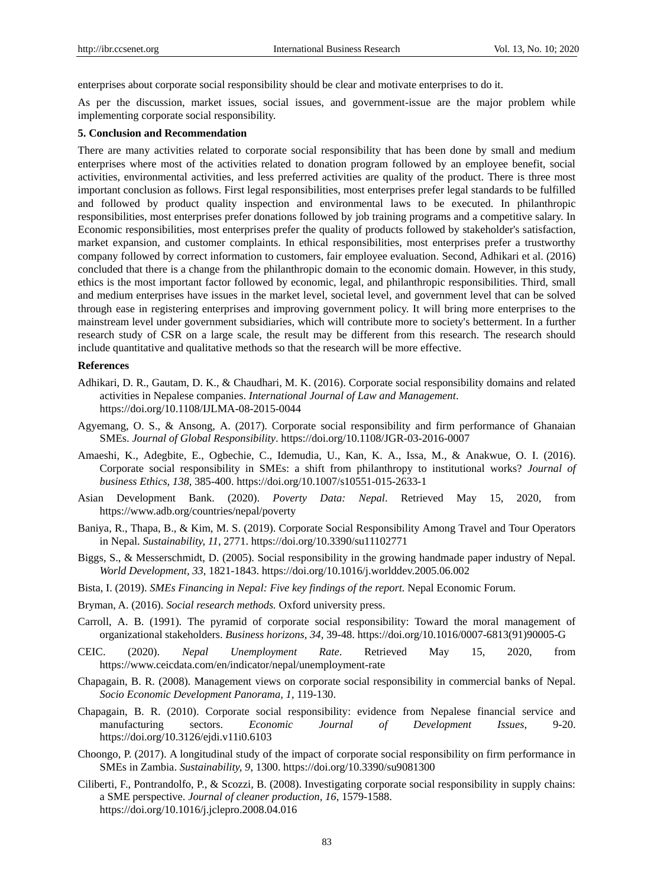enterprises about corporate social responsibility should be clear and motivate enterprises to do it.

As per the discussion, market issues, social issues, and government-issue are the major problem while implementing corporate social responsibility.

## 5. Conclusion and Recommendation

There are many activities related to corporate social responsibility that has been done by small and medium enterprises where most of the activities related to donation program followed by an employee benefit, social activities, environmental activities, and less preferred activities are quality of the product. There is three most important conclusion as follows. First legal responsibilities, most enterprises prefer legal standards to be fulfilled and followed by product quality inspection and environmental laws to be executed. In philanthropic responsibilities, most enterprises prefer donations followed by job training programs and a competitive salary. In Economic responsibilities, most enterprises prefer the quality of products followed by stakeholder's satisfaction, market expansion, and customer complaints. In ethical responsibilities, most enterprises prefer a trustworthy company followed by correct information to customers, fair employee evaluation. Second, Adhikari et al. (2016) concluded that there is a change from the philanthropic domain to the economic domain. However, in this study, ethics is the most important factor followed by economic, legal, and philanthropic responsibilities. Third, small and medium enterprises have issues in the market level, societal level, and government level that can be solved through ease in registering enterprises and improving government policy. It will bring more enterprises to the mainstream level under government subsidiaries, which will contribute more to society's betterment. In a further research study of CSR on a large scale, the result may be different from this research. The research should include quantitative and qualitative methods so that the research will be more effective.

## References

Adhikari, D. R., Gautam, D. K., & Chaudhari, M. K. (2016). Corporate social responsibility domains and related activities in Nepalese companies. *International Journal of Law and Management*. https://doi.org/10.1108/IJLMA-08-2015-0044

Agyemang, O. S., & Ansong, A. (2017). Corporate social responsibility and firm performance of Ghanaian SMEs. *Journal of Global Responsibility*. https://doi.org/10.1108/JGR-03-2016-0007

Amaeshi, K., Adegbite, E., Ogbechie, C., Idemudia, U., Kan, K. A., Issa, M., & Anakwue, O. I. (2016). Corporate social responsibility in SMEs: a shift from philanthropy to institutional works? *Journal of business Ethics, 138*, 385-400. https://doi.org/10.1007/s10551-015-2633-1

Asian Development Bank. (2020). *Poverty Data: Nepal*. Retrieved May 15, 2020, from https://www.adb.org/countries/nepal/poverty

Baniya, R., Thapa, B., & Kim, M. S. (2019). Corporate Social Responsibility Among Travel and Tour Operators in Nepal. *Sustainability, 11*, 2771. https://doi.org/10.3390/su11102771

Biggs, S., & Messerschmidt, D. (2005). Social responsibility in the growing handmade paper industry of Nepal. *World Development*, *33*, 1821-1843. https://doi.org/10.1016/j.worlddev.2005.06.002

Bista, I. (2019). *SMEs Financing in Nepal: Five key findings of the report*. Nepal Economic Forum.

Bryman, A. (2016). *Social research methods.* Oxford university press.

Carroll, A. B. (1991). The pyramid of corporate social responsibility: Toward the moral management of organizational stakeholders. *Business horizons, 34*, 39-48. https://doi.org/10.1016/0007-6813(91)90005-G

CEIC. (2020). *Nepal Unemployment Rate*. Retrieved May 15, 2020, from https://www.ceicdata.com/en/indicator/nepal/unemployment-rate

Chapagain, B. R. (2008). Management views on corporate social responsibility in commercial banks of Nepal. *Socio Economic Development Panorama, 1*, 119-130.

Chapagain, B. R. (2010). Corporate social responsibility: evidence from Nepalese financial service and manufacturing sectors. *Economic Journal of Development Issues,* 9-20. https://doi.org/10.3126/ejdi.v11i0.6103

Choongo, P. (2017). A longitudinal study of the impact of corporate social responsibility on firm performance in SMEs in Zambia. *Sustainability, 9*, 1300. https://doi.org/10.3390/su9081300

Ciliberti, F., Pontrandolfo, P., & Scozzi, B. (2008). Investigating corporate social responsibility in supply chains: a SME perspective. *Journal of cleaner production, 16*, 1579-1588. https://doi.org/10.1016/j.jclepro.2008.04.016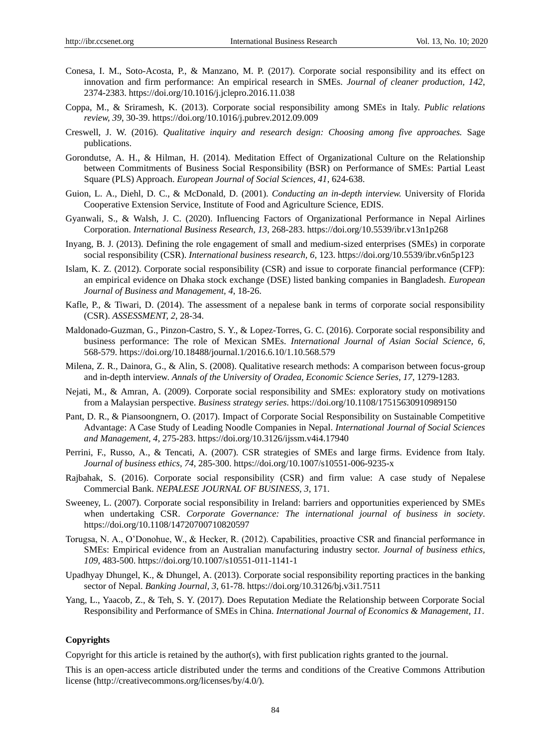Conesa, I. M., Soto-Acosta, P., & Manzano, M. P. (2017). Corporate social responsibility and its effect on innovation and firm performance: An empirical research in SMEs. *Journal of cleaner production, 142*, 2374-2383. https://doi.org/10.1016/j.jclepro.2016.11.038

Coppa, M., & Sriramesh, K. (2013). Corporate social responsibility among SMEs in Italy. *Public relations review, 39*, 30-39. https://doi.org/10.1016/j.pubrev.2012.09.009

Creswell, J. W. (2016). *Qualitative inquiry and research design: Choosing among five approaches.* Sage publications.

Gorondutse, A. H., & Hilman, H. (2014). Meditation Effect of Organizational Culture on the Relationship between Commitments of Business Social Responsibility (BSR) on Performance of SMEs: Partial Least Square (PLS) Approach. *European Journal of Social Sciences, 41*, 624-638.

Guion, L. A., Diehl, D. C., & McDonald, D. (2001). *Conducting an in-depth interview.* University of Florida Cooperative Extension Service, Institute of Food and Agriculture Science, EDIS.

Gyanwali, S., & Walsh, J. C. (2020). Influencing Factors of Organizational Performance in Nepal Airlines Corporation. *International Business Research, 13*, 268-283. https://doi.org/10.5539/ibr.v13n1p268

Inyang, B. J. (2013). Defining the role engagement of small and medium-sized enterprises (SMEs) in corporate social responsibility (CSR). *International business research, 6*, 123. https://doi.org/10.5539/ibr.v6n5p123

Islam, K. Z. (2012). Corporate social responsibility (CSR) and issue to corporate financial performance (CFP): an empirical evidence on Dhaka stock exchange (DSE) listed banking companies in Bangladesh. *European Journal of Business and Management, 4*, 18-26.

Kafle, P., & Tiwari, D. (2014). The assessment of a nepalese bank in terms of corporate social responsibility (CSR). *ASSESSMENT, 2*, 28-34.

Maldonado-Guzman, G., Pinzon-Castro, S. Y., & Lopez-Torres, G. C. (2016). Corporate social responsibility and business performance: The role of Mexican SMEs. *International Journal of Asian Social Science, 6*, 568-579. https://doi.org/10.18488/journal.1/2016.6.10/1.10.568.579

Milena, Z. R., Dainora, G., & Alin, S. (2008). Qualitative research methods: A comparison between focus-group and in-depth interview. *Annals of the University of Oradea, Economic Science Series, 17*, 1279-1283.

Nejati, M., & Amran, A. (2009). Corporate social responsibility and SMEs: exploratory study on motivations from a Malaysian perspective. *Business strategy series*. https://doi.org/10.1108/17515630910989150

Pant, D. R., & Piansoongnern, O. (2017). Impact of Corporate Social Responsibility on Sustainable Competitive Advantage: A Case Study of Leading Noodle Companies in Nepal. *International Journal of Social Sciences and Management, 4*, 275-283. https://doi.org/10.3126/ijssm.v4i4.17940

Perrini, F., Russo, A., & Tencati, A. (2007). CSR strategies of SMEs and large firms. Evidence from Italy. *Journal of business ethics, 74*, 285-300. https://doi.org/10.1007/s10551-006-9235-x

Rajbahak, S. (2016). Corporate social responsibility (CSR) and firm value: A case study of Nepalese Commercial Bank. *NEPALESE JOURNAL OF BUSINESS, 3*, 171.

Sweeney, L. (2007). Corporate social responsibility in Ireland: barriers and opportunities experienced by SMEs when undertaking CSR. *Corporate Governance: The international journal of business in society*. https://doi.org/10.1108/14720700710820597

Torugsa, N. A., O'Donohue, W., & Hecker, R. (2012). Capabilities, proactive CSR and financial performance in SMEs: Empirical evidence from an Australian manufacturing industry sector. *Journal of business ethics, 109*, 483-500. https://doi.org/10.1007/s10551-011-1141-1

Upadhyay Dhungel, K., & Dhungel, A. (2013). Corporate social responsibility reporting practices in the banking sector of Nepal. *Banking Journal, 3*, 61-78. https://doi.org/10.3126/bj.v3i1.7511

Yang, L., Yaacob, Z., & Teh, S. Y. (2017). Does Reputation Mediate the Relationship between Corporate Social Responsibility and Performance of SMEs in China. *International Journal of Economics & Management, 11*.

## Copyrights

Copyright for this article is retained by the author(s), with first publication rights granted to the journal.

This is an open-access article distributed under the terms and conditions of the Creative Commons Attribution license (http://creativecommons.org/licenses/by/4.0/).